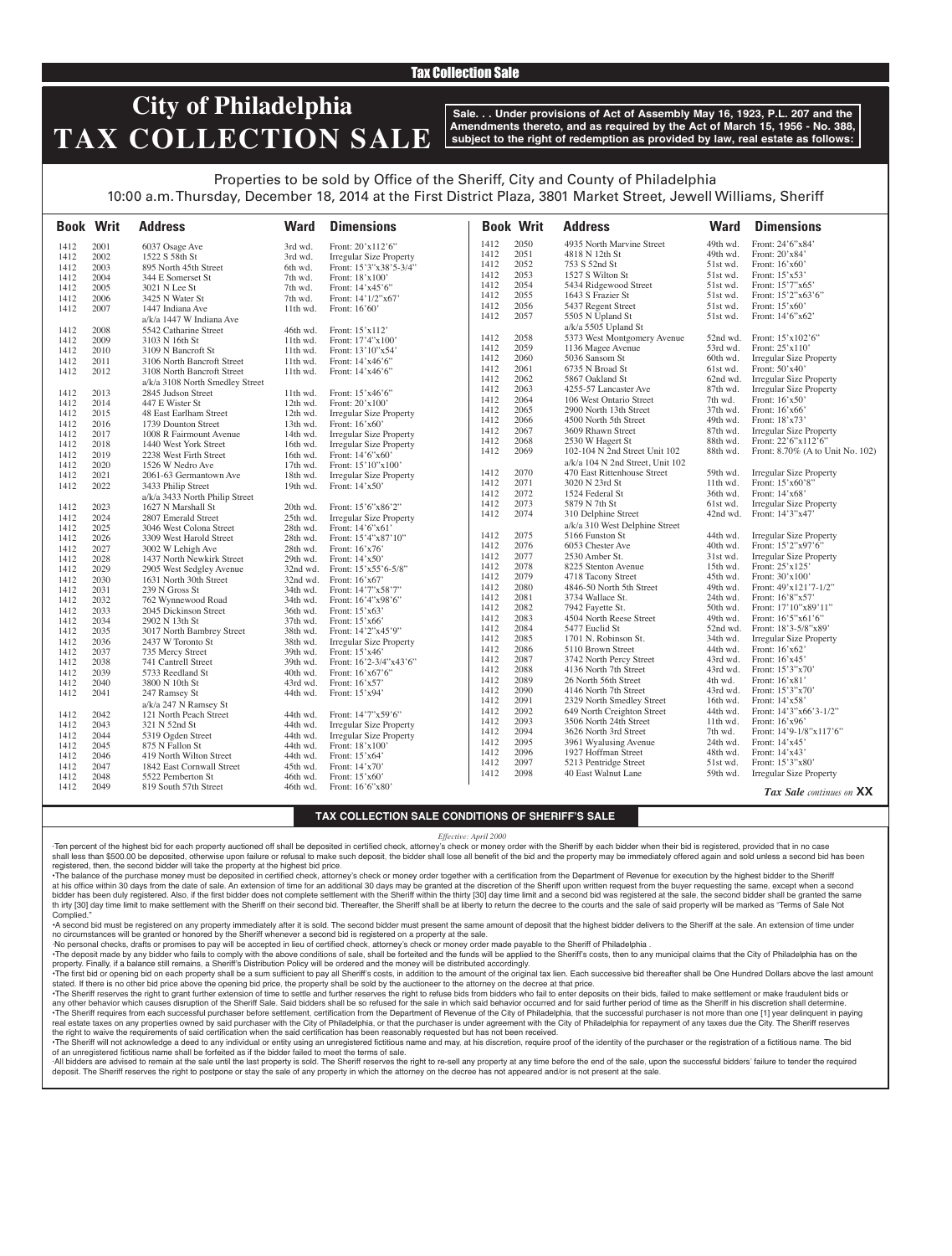Tax Collection Sale

# City of Philadelphia TAX COLLECTION SALE

**Sale. . . Under provisions of Act of Assembly May 16, 1923, P.L. 207 and the Amendments thereto, and as required by the Act of March 15, 1956 - No. 388, subject to the right of redemption as provided by law, real estate as follows:**

Properties to be sold by Office of the Sheriff, City and County of Philadelphia
10:00 a.m. Thursday, December 18, 2014 at the First District Plaza, 3801 Market Street, Jewell Williams, Sheriff

| Book | Writ | Address | Ward | Dimensions |
|---|---|---|---|---|
| 1412 | 2001 | 6037 Osage Ave | 3rd wd. | Front: 20'x112'6" |
| 1412 | 2002 | 1522 S 58th St | 3rd wd. | Irregular Size Property |
| 1412 | 2003 | 895 North 45th Street | 6th wd. | Front: 15'3"x38'5-3/4" |
| 1412 | 2004 | 344 E Somerset St | 7th wd. | Front: 18'x100' |
| 1412 | 2005 | 3021 N Lee St | 7th wd. | Front: 14'x45'6" |
| 1412 | 2006 | 3425 N Water St | 7th wd. | Front: 14'1/2"x67' |
| 1412 | 2007 | 1447 Indiana Ave a/k/a 1447 W Indiana Ave | 11th wd. | Front: 16'60' |
| 1412 | 2008 | 5542 Catharine Street | 46th wd. | Front: 15'x112' |
| 1412 | 2009 | 3103 N 16th St | 11th wd. | Front: 17'4"x100' |
| 1412 | 2010 | 3109 N Bancroft St | 11th wd. | Front: 13'10"x54' |
| 1412 | 2011 | 3106 North Bancroft Street | 11th wd. | Front: 14'x46'6" |
| 1412 | 2012 | 3108 North Bancroft Street a/k/a 3108 North Smedley Street | 11th wd. | Front: 14'x46'6" |
| 1412 | 2013 | 2845 Judson Street | 11th wd. | Front: 15'x46'6" |
| 1412 | 2014 | 447 E Wister St | 12th wd. | Front: 20'x100' |
| 1412 | 2015 | 48 East Earlham Street | 12th wd. | Irregular Size Property |
| 1412 | 2016 | 1739 Dounton Street | 13th wd. | Front: 16'x60' |
| 1412 | 2017 | 1008 R Fairmount Avenue | 14th wd. | Irregular Size Property |
| 1412 | 2018 | 1440 West York Street | 16th wd. | Irregular Size Property |
| 1412 | 2019 | 2238 West Firth Street | 16th wd. | Front: 14'6"x60' |
| 1412 | 2020 | 1526 W Nedro Ave | 17th wd. | Front: 15'10"x100' |
| 1412 | 2021 | 2061-63 Germantown Ave | 18th wd. | Irregular Size Property |
| 1412 | 2022 | 3433 Philip Street a/k/a 3433 North Philip Street | 19th wd. | Front: 14'x50' |
| 1412 | 2023 | 1627 N Marshall St | 20th wd. | Front: 15'6"x86'2" |
| 1412 | 2024 | 2807 Emerald Street | 25th wd. | Irregular Size Property |
| 1412 | 2025 | 3046 West Colona Street | 28th wd. | Front: 14'6"x61' |
| 1412 | 2026 | 3309 West Harold Street | 28th wd. | Front: 15'4"x87'10" |
| 1412 | 2027 | 3002 W Lehigh Ave | 28th wd. | Front: 16'x76' |
| 1412 | 2028 | 1437 North Newkirk Street | 29th wd. | Front: 14'x50' |
| 1412 | 2029 | 2905 West Sedgley Avenue | 32nd wd. | Front: 15'x55'6-5/8" |
| 1412 | 2030 | 1631 North 30th Street | 32nd wd. | Front: 16'x67' |
| 1412 | 2031 | 239 N Gross St | 34th wd. | Front: 14'7"x58'7" |
| 1412 | 2032 | 762 Wynnewood Road | 34th wd. | Front: 16'4"x98'6" |
| 1412 | 2033 | 2045 Dickinson Street | 36th wd. | Front: 15'x63' |
| 1412 | 2034 | 2902 N 13th St | 37th wd. | Front: 15'x66' |
| 1412 | 2035 | 3017 North Bambrey Street | 38th wd. | Front: 14'2"x45'9" |
| 1412 | 2036 | 2437 W Toronto St | 38th wd. | Irregular Size Property |
| 1412 | 2037 | 735 Mercy Street | 39th wd. | Front: 15'x46' |
| 1412 | 2038 | 741 Cantrell Street | 39th wd. | Front: 16'2-3/4"x43'6" |
| 1412 | 2039 | 5733 Reedland St | 40th wd. | Front: 16'x67'6" |
| 1412 | 2040 | 3800 N 10th St | 43rd wd. | Front: 16'x57' |
| 1412 | 2041 | 247 Ramsey St a/k/a 247 N Ramsey St | 44th wd. | Front: 15'x94' |
| 1412 | 2042 | 121 North Peach Street | 44th wd. | Front: 14'7"x59'6" |
| 1412 | 2043 | 321 N 52nd St | 44th wd. | Irregular Size Property |
| 1412 | 2044 | 5319 Ogden Street | 44th wd. | Irregular Size Property |
| 1412 | 2045 | 875 N Fallon St | 44th wd. | Front: 18'x100' |
| 1412 | 2046 | 419 North Wilton Street | 44th wd. | Front: 15'x64' |
| 1412 | 2047 | 1842 East Cornwall Street | 45th wd. | Front: 14'x70' |
| 1412 | 2048 | 5522 Pemberton St | 46th wd. | Front: 15'x60' |
| 1412 | 2049 | 819 South 57th Street | 46th wd. | Front: 16'6"x80' |
| 1412 | 2050 | 4935 North Marvine Street | 49th wd. | Front: 24'6"x84' |
| 1412 | 2051 | 4818 N 12th St | 49th wd. | Front: 20'x84' |
| 1412 | 2052 | 753 S 52nd St | 51st wd. | Front: 16'x60' |
| 1412 | 2053 | 1527 S Wilton St | 51st wd. | Front: 15'x53' |
| 1412 | 2054 | 5434 Ridgewood Street | 51st wd. | Front: 15'7"x65' |
| 1412 | 2055 | 1643 S Frazier St | 51st wd. | Front: 15'2"x63'6" |
| 1412 | 2056 | 5437 Regent Street | 51st wd. | Front: 15'x60' |
| 1412 | 2057 | 5505 N Upland St a/k/a 5505 Upland St | 51st wd. | Front: 14'6"x62' |
| 1412 | 2058 | 5373 West Montgomery Avenue | 52nd wd. | Front: 15'x102'6" |
| 1412 | 2059 | 1136 Magee Avenue | 53rd wd. | Front: 25'x110' |
| 1412 | 2060 | 5036 Sansom St | 60th wd. | Irregular Size Property |
| 1412 | 2061 | 6735 N Broad St | 61st wd. | Front: 50'x40' |
| 1412 | 2062 | 5867 Oakland St | 62nd wd. | Irregular Size Property |
| 1412 | 2063 | 4255-57 Lancaster Ave | 87th wd. | Irregular Size Property |
| 1412 | 2064 | 106 West Ontario Street | 7th wd. | Front: 16'x50' |
| 1412 | 2065 | 2900 North 13th Street | 37th wd. | Front: 16'x66' |
| 1412 | 2066 | 4500 North 5th Street | 49th wd. | Front: 18'x73' |
| 1412 | 2067 | 3609 Rhawn Street | 87th wd. | Irregular Size Property |
| 1412 | 2068 | 2530 W Hagert St | 88th wd. | Front: 22'6"x112'6" |
| 1412 | 2069 | 102-104 N 2nd Street Unit 102 a/k/a 104 N 2nd Street, Unit 102 | 88th wd. | Front: 8.70% (A to Unit No. 102) |
| 1412 | 2070 | 470 East Rittenhouse Street | 59th wd. | Irregular Size Property |
| 1412 | 2071 | 3020 N 23rd St | 11th wd. | Front: 15'x60'8" |
| 1412 | 2072 | 1524 Federal St | 36th wd. | Front: 14'x68' |
| 1412 | 2073 | 5879 N 7th St | 61st wd. | Irregular Size Property |
| 1412 | 2074 | 310 Delphine Street a/k/a 310 West Delphine Street | 42nd wd. | Front: 14'3"x47' |
| 1412 | 2075 | 5166 Funston St | 44th wd. | Irregular Size Property |
| 1412 | 2076 | 6053 Chester Ave | 40th wd. | Front: 15'2"x97'6" |
| 1412 | 2077 | 2530 Amber St. | 31st wd. | Irregular Size Property |
| 1412 | 2078 | 8225 Stenton Avenue | 15th wd. | Front: 25'x125' |
| 1412 | 2079 | 4718 Tacony Street | 45th wd. | Front: 30'x100' |
| 1412 | 2080 | 4846-50 North 5th Street | 49th wd. | Front: 49'x121'7-1/2" |
| 1412 | 2081 | 3734 Wallace St. | 24th wd. | Front: 16'8"x57' |
| 1412 | 2082 | 7942 Fayette St. | 50th wd. | Front: 17'10"x89'11" |
| 1412 | 2083 | 4504 North Reese Street | 49th wd. | Front: 16'5"x61'6" |
| 1412 | 2084 | 5477 Euclid St | 52nd wd. | Front: 18'3-5/8"x89' |
| 1412 | 2085 | 1701 N. Robinson St. | 34th wd. | Irregular Size Property |
| 1412 | 2086 | 5110 Brown Street | 44th wd. | Front: 16'x62' |
| 1412 | 2087 | 3742 North Percy Street | 43rd wd. | Front: 16'x45' |
| 1412 | 2088 | 4136 North 7th Street | 43rd wd. | Front: 15'3"x70' |
| 1412 | 2089 | 26 North 56th Street | 4th wd. | Front: 16'x81' |
| 1412 | 2090 | 4146 North 7th Street | 43rd wd. | Front: 15'3"x70' |
| 1412 | 2091 | 2329 North Smedley Street | 16th wd. | Front: 14'x58' |
| 1412 | 2092 | 649 North Creighton Street | 44th wd. | Front: 14'3"x66'3-1/2" |
| 1412 | 2093 | 3506 North 24th Street | 11th wd. | Front: 16'x96' |
| 1412 | 2094 | 3626 North 3rd Street | 7th wd. | Front: 14'9-1/8"x117'6" |
| 1412 | 2095 | 3961 Wyalusing Avenue | 24th wd. | Front: 14'x45' |
| 1412 | 2096 | 1927 Hoffman Street | 48th wd. | Front: 14'x43' |
| 1412 | 2097 | 5213 Pentridge Street | 51st wd. | Front: 15'3"x80' |
| 1412 | 2098 | 40 East Walnut Lane | 59th wd. | Irregular Size Property |

*Tax Sale continues on* **XX**

## TAX COLLECTION SALE CONDITIONS OF SHERIFF'S SALE

*Effective: April 2000*

·Ten percent of the highest bid for each property auctioned off shall be deposited in certified check, attorney's check or money order with the Sheriff by each bidder when their bid is registered, provided that in no case shall less than $500.00 be deposited, otherwise upon failure or refusal to make such deposit, the bidder shall lose all benefit of the bid and the property may be immediately offered again and sold unless a second bid has been registered, then, the second bidder will take the property at the highest bid price.

•The balance of the purchase money must be deposited in certified check, attorney's check or money order together with a certification from the Department of Revenue for execution by the highest bidder to the Sheriff at his office within 30 days from the date of sale. An extension of time for an additional 30 days may be granted at the discretion of the Sheriff upon written request from the buyer requesting the same, except when a second bidder has been duly registered. Also, if the first bidder does not complete settlement with the Sheriff within the thirty [30] day time limit and a second bid was registered at the sale, the second bidder shall be granted the same th irty [30] day time limit to make settlement with the Sheriff on their second bid. Thereafter, the Sheriff shall be at liberty to return the decree to the courts and the sale of said property will be marked as "Terms of Sale Not Complied."

•A second bid must be registered on any property immediately after it is sold. The second bidder must present the same amount of deposit that the highest bidder delivers to the Sheriff at the sale. An extension of time under no circumstances will be granted or honored by the Sheriff whenever a second bid is registered on a property at the sale.

·No personal checks, drafts or promises to pay will be accepted in lieu of certified check, attorney's check or money order made payable to the Sheriff of Philadelphia .

•The deposit made by any bidder who fails to comply with the above conditions of sale, shall be forteited and the funds will be applied to the Sheriff's costs, then to any municipal claims that the City of Philadelphia has on the property. Finally, if a balance still remains, a Sheriff's Distribution Policy will be ordered and the money will be distributed accordingly.

•The first bid or opening bid on each property shall be a sum sufficient to pay all Sheriff's costs, in addition to the amount of the original tax lien. Each successive bid thereafter shall be One Hundred Dollars above the last amount stated. If there is no other bid price above the opening bid price, the property shall be sold by the auctioneer to the attorney on the decree at that price.

•The Sheriff reserves the right to grant further extension of time to settle and further reserves the right to refuse bids from bidders who fail to enter deposits on their bids, failed to make settlement or make fraudulent bids or any other behavior which causes disruption of the Sheriff Sale. Said bidders shall be so refused for the sale in which said behavior occurred and for said further period of time as the Sheriff in his discretion shall determine.

•The Sheriff requires from each successful purchaser before settlement, certification from the Department of Revenue of the City of Philadelphia, that the successful purchaser is not more than one [1] year delinquent in paying real estate taxes on any properties owned by said purchaser with the City of Philadelphia, or that the purchaser is under agreement with the City of Philadelphia for repayment of any taxes due the City. The Sheriff reserves the right to waive the requirements of said certification when the said certification has been reasonably requested but has not been received.

•The Sheriff will not acknowledge a deed to any individual or entity using an unregistered fictitious name and may, at his discretion, require proof of the identity of the purchaser or the registration of a fictitious name. The bid of an unregistered fictitious name shall be forfeited as if the bidder failed to meet the terms of sale.

·All bidders are advised to remain at the sale until the last property is sold. The Sheriff reserves the right to re-sell any property at any time before the end of the sale, upon the successful bidders' failure to tender the required deposit. The Sheriff reserves the right to postpone or stay the sale of any property in which the attorney on the decree has not appeared and/or is not present at the sale.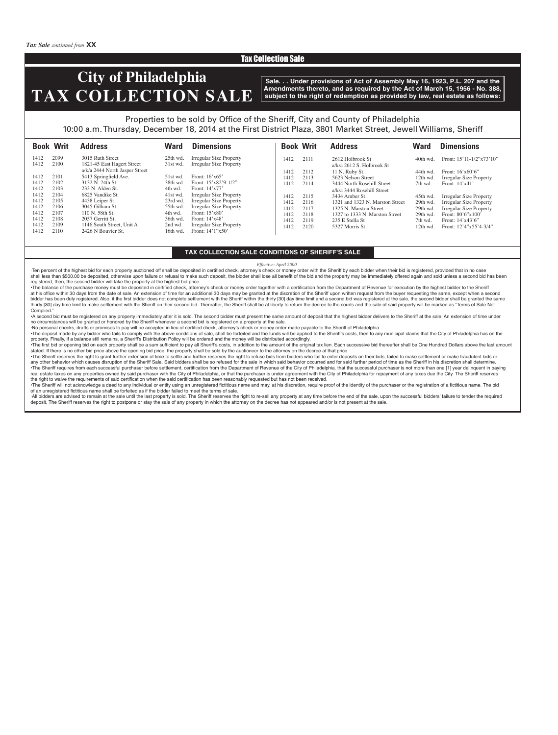*Tax Sale continued from* **XX**

## Tax Collection Sale

# City of Philadelphia
# TAX COLLECTION SALE

**Sale. . . Under provisions of Act of Assembly May 16, 1923, P.L. 207 and the Amendments thereto, and as required by the Act of March 15, 1956 - No. 388, subject to the right of redemption as provided by law, real estate as follows:**

Properties to be sold by Office of the Sheriff, City and County of Philadelphia
10:00 a.m. Thursday, December 18, 2014 at the First District Plaza, 3801 Market Street, Jewell Williams, Sheriff

| Book | Writ | Address | Ward | Dimensions |
|---|---|---|---|---|
| 1412 | 2099 | 3015 Ruth Street | 25th wd. | Irregular Size Property |
| 1412 | 2100 | 1821-45 East Hagert Street a/k/a 2444 North Jasper Street | 31st wd. | Irregular Size Property |
| 1412 | 2101 | 5413 Springfield Ave. | 51st wd. | Front: 16'x65' |
| 1412 | 2102 | 3132 N. 24th St. | 38th wd. | Front: 15'x82'9-1/2" |
| 1412 | 2103 | 233 N. Alden St. | 4th wd. | Front: 14'x77' |
| 1412 | 2104 | 6825 Vandike St | 41st wd. | Irregular Size Property |
| 1412 | 2105 | 4438 Leiper St. | 23rd wd. | Irregular Size Property |
| 1412 | 2106 | 3045 Gilham St. | 55th wd. | Irregular Size Property |
| 1412 | 2107 | 110 N. 58th St. | 4th wd. | Front: 15'x80' |
| 1412 | 2108 | 2057 Gerritt St. | 36th wd. | Front: 14'x48' |
| 1412 | 2109 | 1146 South Street, Unit A | 2nd wd. | Irregular Size Property |
| 1412 | 2110 | 2426 N Bouvier St. | 16th wd. | Front: 14'1"x50' |
| 1412 | 2111 | 2612 Holbrook St a/k/a 2612 S. Holbrook St | 40th wd. | Front: 15'11-1/2"x73'10" |
| 1412 | 2112 | 11 N. Ruby St. | 44th wd. | Front: 16'x60'6" |
| 1412 | 2113 | 5623 Nelson Street | 12th wd. | Irregular Size Property |
| 1412 | 2114 | 3444 North Rosehill Street a/k/a 3444 Rosehill Street | 7th wd. | Front: 14'x41' |
| 1412 | 2115 | 3434 Amber St. | 45th wd. | Irregular Size Property |
| 1412 | 2116 | 1321 and 1323 N. Marston Street | 29th wd. | Irregular Size Property |
| 1412 | 2117 | 1325 N. Marston Street | 29th wd. | Irregular Size Property |
| 1412 | 2118 | 1327 to 1333 N. Marston Street | 29th wd. | Front: 80'6"x100' |
| 1412 | 2119 | 235 E Stella St | 7th wd. | Front: 14'x43'6" |
| 1412 | 2120 | 5327 Morris St. | 12th wd. | Front: 12'4"x55'4-3/4" |

### TAX COLLECTION SALE CONDITIONS OF SHERIFF'S SALE

*Effective: April 2000*

·Ten percent of the highest bid for each property auctioned off shall be deposited in certified check, attorney's check or money order with the Sheriff by each bidder when their bid is registered, provided that in no case shall less than $500.00 be deposited, otherwise upon failure or refusal to make such deposit, the bidder shall lose all benefit of the bid and the property may be immediately offered again and sold unless a second bid has been registered, then, the second bidder will take the property at the highest bid price.

•The balance of the purchase money must be deposited in certified check, attorney's check or money order together with a certification from the Department of Revenue for execution by the highest bidder to the Sheriff at his office within 30 days from the date of sale. An extension of time for an additional 30 days may be granted at the discretion of the Sheriff upon written request from the buyer requesting the same, except when a second bidder has been duly registered. Also, if the first bidder does not complete settlement with the Sheriff within the thirty [30] day time limit and a second bid was registered at the sale, the second bidder shall be granted the same th irty [30] day time limit to make settlement with the Sheriff on their second bid. Thereafter, the Sheriff shall be at liberty to return the decree to the courts and the sale of said property will be marked as "Terms of Sale Not Complied."

•A second bid must be registered on any property immediately after it is sold. The second bidder must present the same amount of deposit that the highest bidder delivers to the Sheriff at the sale. An extension of time under no circumstances will be granted or honored by the Sheriff whenever a second bid is registered on a property at the sale.

·No personal checks, drafts or promises to pay will be accepted in lieu of certified check, attorney's check or money order made payable to the Sheriff of Philadelphia .

•The deposit made by any bidder who fails to comply with the above conditions of sale, shall be forteited and the funds will be applied to the Sheriff's costs, then to any municipal claims that the City of Philadelphia has on the property. Finally, if a balance still remains, a Sheriff's Distribution Policy will be ordered and the money will be distributed accordingly.

•The first bid or opening bid on each property shall be a sum sufficient to pay all Sheriff's costs, in addition to the amount of the original tax lien. Each successive bid thereafter shall be One Hundred Dollars above the last amount stated. If there is no other bid price above the opening bid price, the property shall be sold by the auctioneer to the attorney on the decree at that price.

•The Sheriff reserves the right to grant further extension of time to settle and further reserves the right to refuse bids from bidders who fail to enter deposits on their bids, failed to make settlement or make fraudulent bids or any other behavior which causes disruption of the Sheriff Sale. Said bidders shall be so refused for the sale in which said behavior occurred and for said further period of time as the Sheriff in his discretion shall determine.

•The Sheriff requires from each successful purchaser before settlement, certification from the Department of Revenue of the City of Philadelphia, that the successful purchaser is not more than one [1] year delinquent in paying real estate taxes on any properties owned by said purchaser with the City of Philadelphia, or that the purchaser is under agreement with the City of Philadelphia for repayment of any taxes due the City. The Sheriff reserves the right to waive the requirements of said certification when the said certification has been reasonably requested but has not been received.

•The Sheriff will not acknowledge a deed to any individual or entity using an unregistered fictitious name and may, at his discretion, require proof of the identity of the purchaser or the registration of a fictitious name. The bid of an unregistered fictitious name shall be forfeited as if the bidder failed to meet the terms of sale.

·All bidders are advised to remain at the sale until the last property is sold. The Sheriff reserves the right to re-sell any property at any time before the end of the sale, upon the successful bidders' failure to tender the required deposit. The Sheriff reserves the right to postpone or stay the sale of any property in which the attorney on the decree has not appeared and/or is not present at the sale.